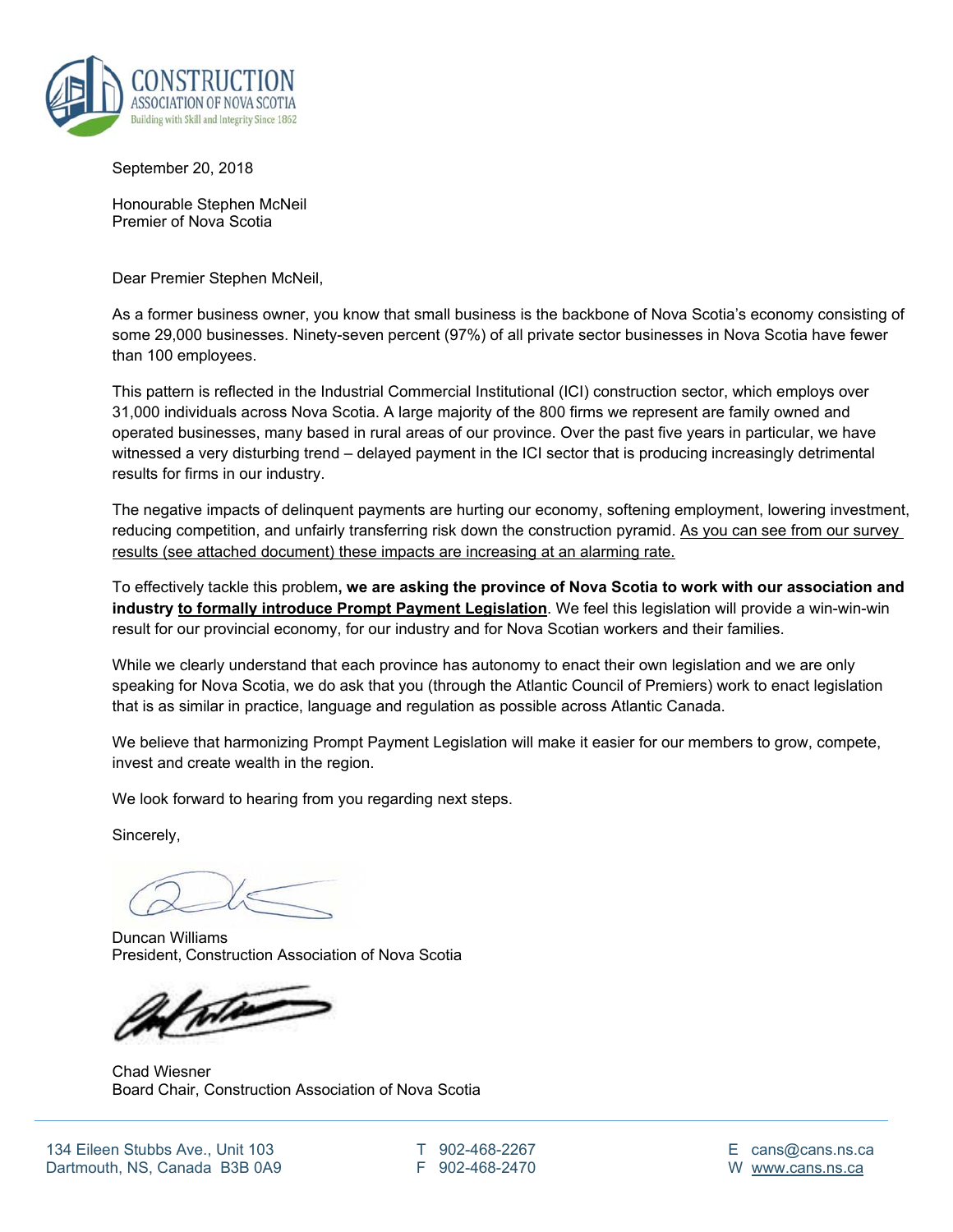CONSTRUCTION ASSOCIATION OF NOVA SCOTIA
Building with Skill and Integrity Since 1862

September 20, 2018

Honourable Stephen McNeil
Premier of Nova Scotia

Dear Premier Stephen McNeil,

As a former business owner, you know that small business is the backbone of Nova Scotia's economy consisting of some 29,000 businesses. Ninety-seven percent (97%) of all private sector businesses in Nova Scotia have fewer than 100 employees.

This pattern is reflected in the Industrial Commercial Institutional (ICI) construction sector, which employs over 31,000 individuals across Nova Scotia. A large majority of the 800 firms we represent are family owned and operated businesses, many based in rural areas of our province. Over the past five years in particular, we have witnessed a very disturbing trend – delayed payment in the ICI sector that is producing increasingly detrimental results for firms in our industry.

The negative impacts of delinquent payments are hurting our economy, softening employment, lowering investment, reducing competition, and unfairly transferring risk down the construction pyramid. As you can see from our survey results (see attached document) these impacts are increasing at an alarming rate.

To effectively tackle this problem**, we are asking the province of Nova Scotia to work with our association and industry to formally introduce Prompt Payment Legislation**. We feel this legislation will provide a win-win-win result for our provincial economy, for our industry and for Nova Scotian workers and their families.

While we clearly understand that each province has autonomy to enact their own legislation and we are only speaking for Nova Scotia, we do ask that you (through the Atlantic Council of Premiers) work to enact legislation that is as similar in practice, language and regulation as possible across Atlantic Canada.

We believe that harmonizing Prompt Payment Legislation will make it easier for our members to grow, compete, invest and create wealth in the region.

We look forward to hearing from you regarding next steps.

Sincerely,

Duncan Williams
President, Construction Association of Nova Scotia

Chad Wiesner
Board Chair, Construction Association of Nova Scotia

134 Eileen Stubbs Ave., Unit 103
Dartmouth, NS, Canada B3B 0A9

T 902-468-2267
F 902-468-2470

E cans@cans.ns.ca
W www.cans.ns.ca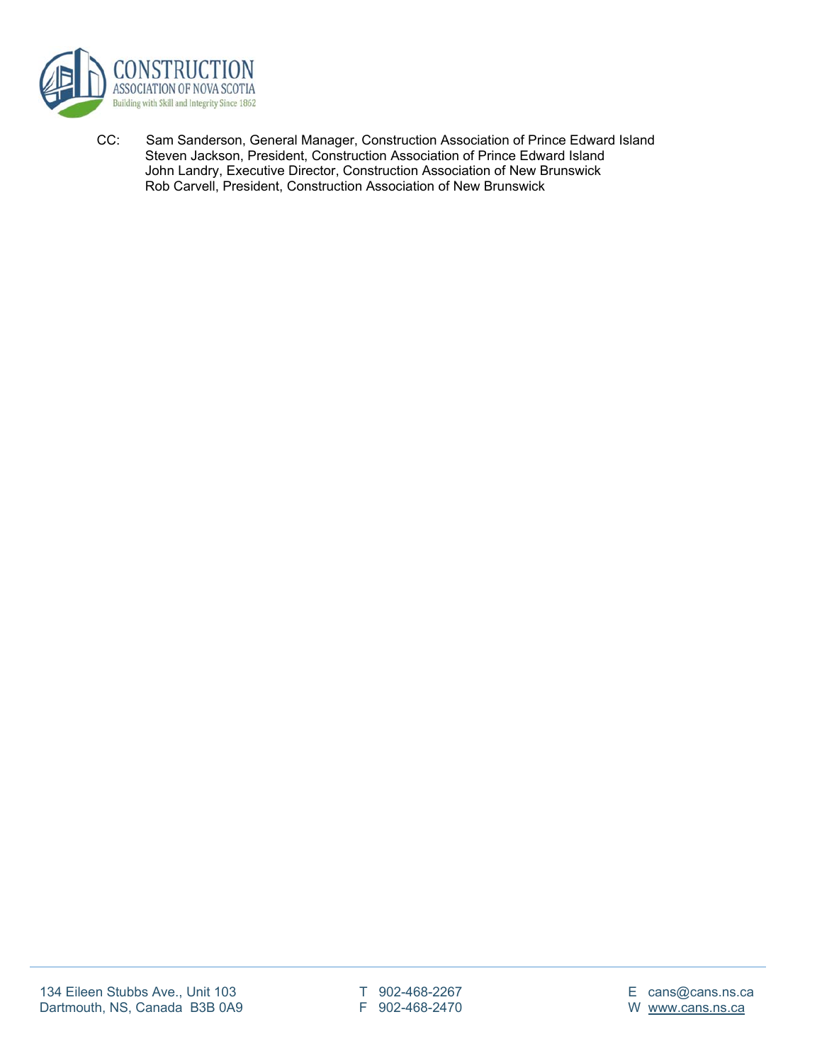CC: Sam Sanderson, General Manager, Construction Association of Prince Edward Island
Steven Jackson, President, Construction Association of Prince Edward Island
John Landry, Executive Director, Construction Association of New Brunswick
Rob Carvell, President, Construction Association of New Brunswick